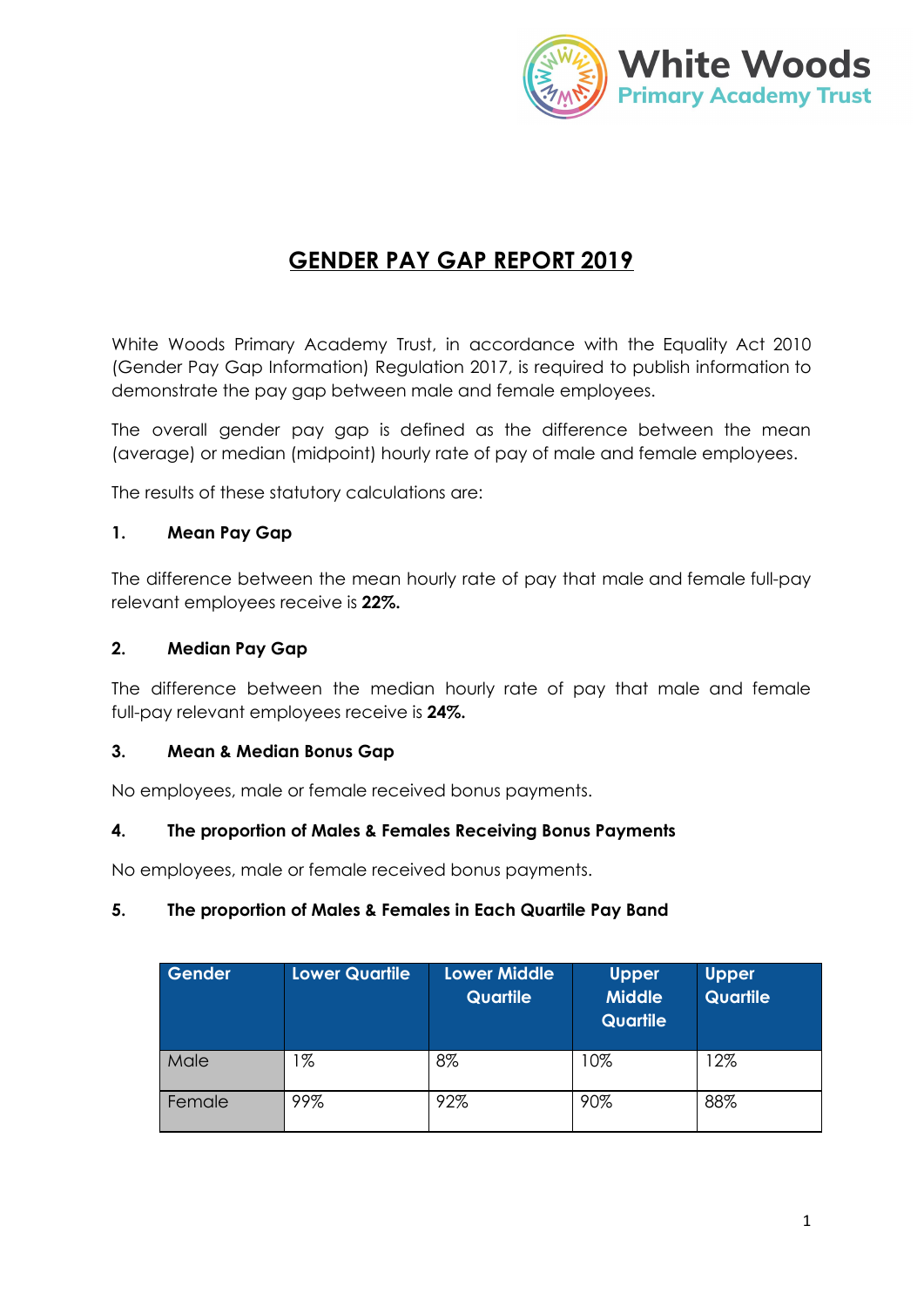White Woods
Primary Academy Trust

# GENDER PAY GAP REPORT 2019

White Woods Primary Academy Trust, in accordance with the Equality Act 2010 (Gender Pay Gap Information) Regulation 2017, is required to publish information to demonstrate the pay gap between male and female employees.

The overall gender pay gap is defined as the difference between the mean (average) or median (midpoint) hourly rate of pay of male and female employees.

The results of these statutory calculations are:

### 1. Mean Pay Gap

The difference between the mean hourly rate of pay that male and female full-pay relevant employees receive is **22%.**

### 2. Median Pay Gap

The difference between the median hourly rate of pay that male and female full-pay relevant employees receive is **24%.**

### 3. Mean & Median Bonus Gap

No employees, male or female received bonus payments.

### 4. The proportion of Males & Females Receiving Bonus Payments

No employees, male or female received bonus payments.

### 5. The proportion of Males & Females in Each Quartile Pay Band

| Gender | Lower Quartile | Lower Middle Quartile | Upper Middle Quartile | Upper Quartile |
|---|---|---|---|---|
| Male | 1% | 8% | 10% | 12% |
| Female | 99% | 92% | 90% | 88% |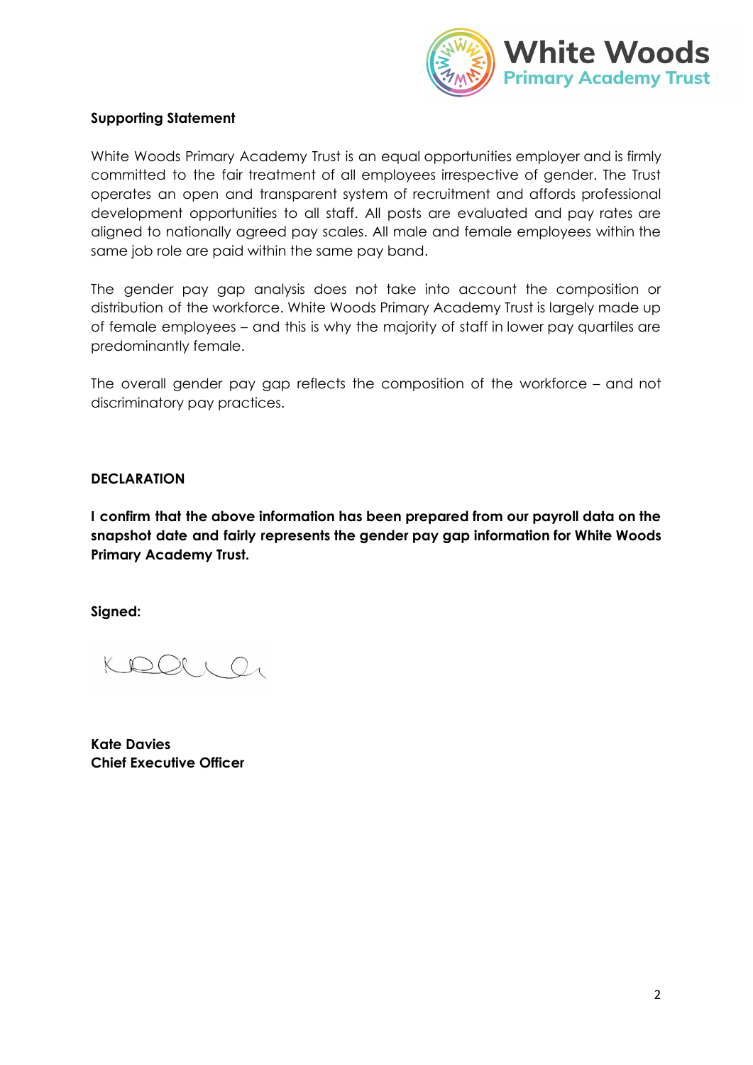**Supporting Statement**

White Woods Primary Academy Trust is an equal opportunities employer and is firmly committed to the fair treatment of all employees irrespective of gender. The Trust operates an open and transparent system of recruitment and affords professional development opportunities to all staff. All posts are evaluated and pay rates are aligned to nationally agreed pay scales. All male and female employees within the same job role are paid within the same pay band.

The gender pay gap analysis does not take into account the composition or distribution of the workforce. White Woods Primary Academy Trust is largely made up of female employees – and this is why the majority of staff in lower pay quartiles are predominantly female.

The overall gender pay gap reflects the composition of the workforce – and not discriminatory pay practices.

**DECLARATION**

**I confirm that the above information has been prepared from our payroll data on the snapshot date and fairly represents the gender pay gap information for White Woods Primary Academy Trust.**

**Signed:**

**Kate Davies**
**Chief Executive Officer**